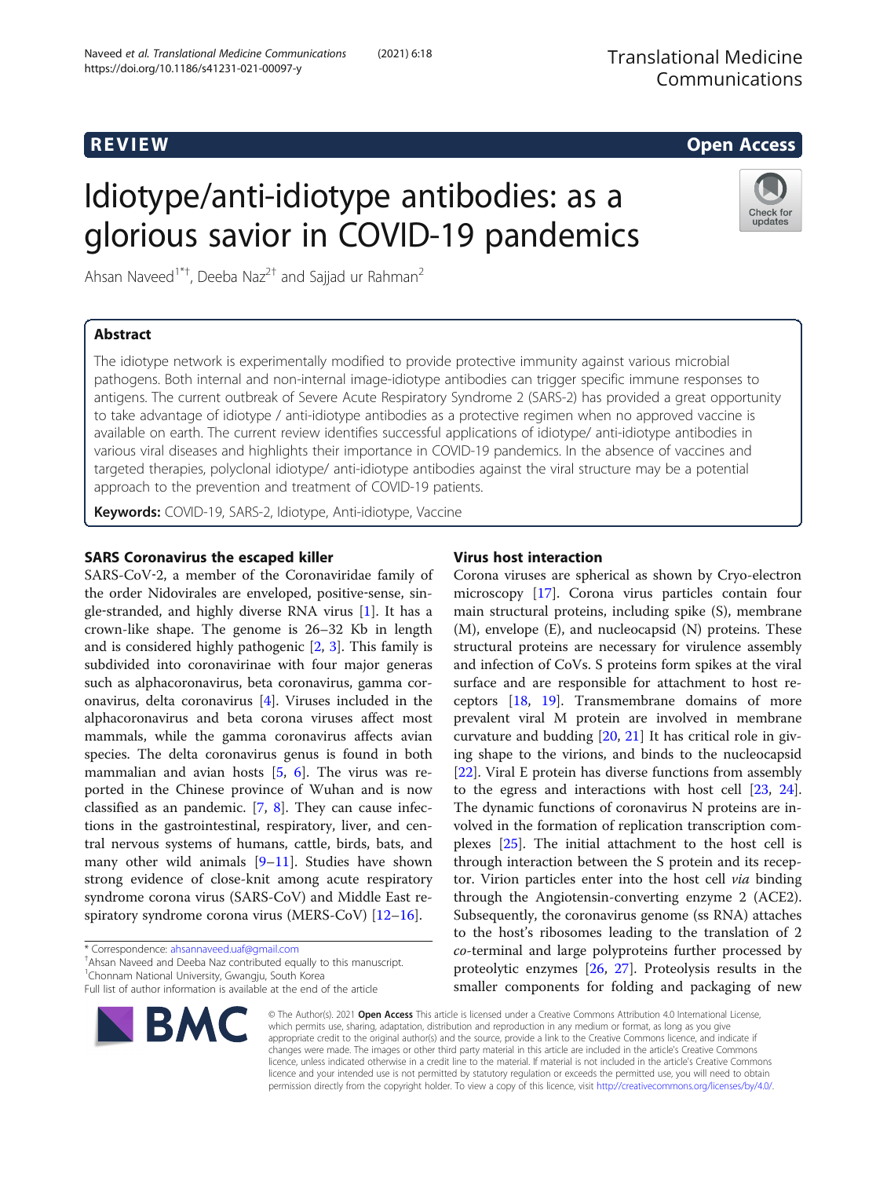REVIEW

Open Access

# Idiotype/anti-idiotype antibodies: as a glorious savior in COVID-19 pandemics

Ahsan Naveed[1*†], Deeba Naz[2†] and Sajjad ur Rahman[2]

## Abstract

The idiotype network is experimentally modified to provide protective immunity against various microbial pathogens. Both internal and non-internal image-idiotype antibodies can trigger specific immune responses to antigens. The current outbreak of Severe Acute Respiratory Syndrome 2 (SARS-2) has provided a great opportunity to take advantage of idiotype / anti-idiotype antibodies as a protective regimen when no approved vaccine is available on earth. The current review identifies successful applications of idiotype/ anti-idiotype antibodies in various viral diseases and highlights their importance in COVID-19 pandemics. In the absence of vaccines and targeted therapies, polyclonal idiotype/ anti-idiotype antibodies against the viral structure may be a potential approach to the prevention and treatment of COVID-19 patients.

**Keywords:** COVID-19, SARS-2, Idiotype, Anti-idiotype, Vaccine

## SARS Coronavirus the escaped killer

SARS-CoV-2, a member of the Coronaviridae family of the order Nidovirales are enveloped, positive-sense, single-stranded, and highly diverse RNA virus [1]. It has a crown-like shape. The genome is 26–32 Kb in length and is considered highly pathogenic [2, 3]. This family is subdivided into coronavirinae with four major generas such as alphacoronavirus, beta coronavirus, gamma coronavirus, delta coronavirus [4]. Viruses included in the alphacoronavirus and beta corona viruses affect most mammals, while the gamma coronavirus affects avian species. The delta coronavirus genus is found in both mammalian and avian hosts [5, 6]. The virus was reported in the Chinese province of Wuhan and is now classified as an pandemic. [7, 8]. They can cause infections in the gastrointestinal, respiratory, liver, and central nervous systems of humans, cattle, birds, bats, and many other wild animals [9–11]. Studies have shown strong evidence of close-knit among acute respiratory syndrome corona virus (SARS-CoV) and Middle East respiratory syndrome corona virus (MERS-CoV) [12–16].

## Virus host interaction

Corona viruses are spherical as shown by Cryo-electron microscopy [17]. Corona virus particles contain four main structural proteins, including spike (S), membrane (M), envelope (E), and nucleocapsid (N) proteins. These structural proteins are necessary for virulence assembly and infection of CoVs. S proteins form spikes at the viral surface and are responsible for attachment to host receptors [18, 19]. Transmembrane domains of more prevalent viral M protein are involved in membrane curvature and budding [20, 21] It has critical role in giving shape to the virions, and binds to the nucleocapsid [22]. Viral E protein has diverse functions from assembly to the egress and interactions with host cell [23, 24]. The dynamic functions of coronavirus N proteins are involved in the formation of replication transcription complexes [25]. The initial attachment to the host cell is through interaction between the S protein and its receptor. Virion particles enter into the host cell *via* binding through the Angiotensin-converting enzyme 2 (ACE2). Subsequently, the coronavirus genome (ss RNA) attaches to the host's ribosomes leading to the translation of 2 *co*-terminal and large polyproteins further processed by proteolytic enzymes [26, 27]. Proteolysis results in the smaller components for folding and packaging of new

\* Correspondence: ahsannaveed.uaf@gmail.com
†Ahsan Naveed and Deeba Naz contributed equally to this manuscript.
[1]Chonnam National University, Gwangju, South Korea
Full list of author information is available at the end of the article

© The Author(s). 2021 **Open Access** This article is licensed under a Creative Commons Attribution 4.0 International License, which permits use, sharing, adaptation, distribution and reproduction in any medium or format, as long as you give appropriate credit to the original author(s) and the source, provide a link to the Creative Commons licence, and indicate if changes were made. The images or other third party material in this article are included in the article's Creative Commons licence, unless indicated otherwise in a credit line to the material. If material is not included in the article's Creative Commons licence and your intended use is not permitted by statutory regulation or exceeds the permitted use, you will need to obtain permission directly from the copyright holder. To view a copy of this licence, visit http://creativecommons.org/licenses/by/4.0/.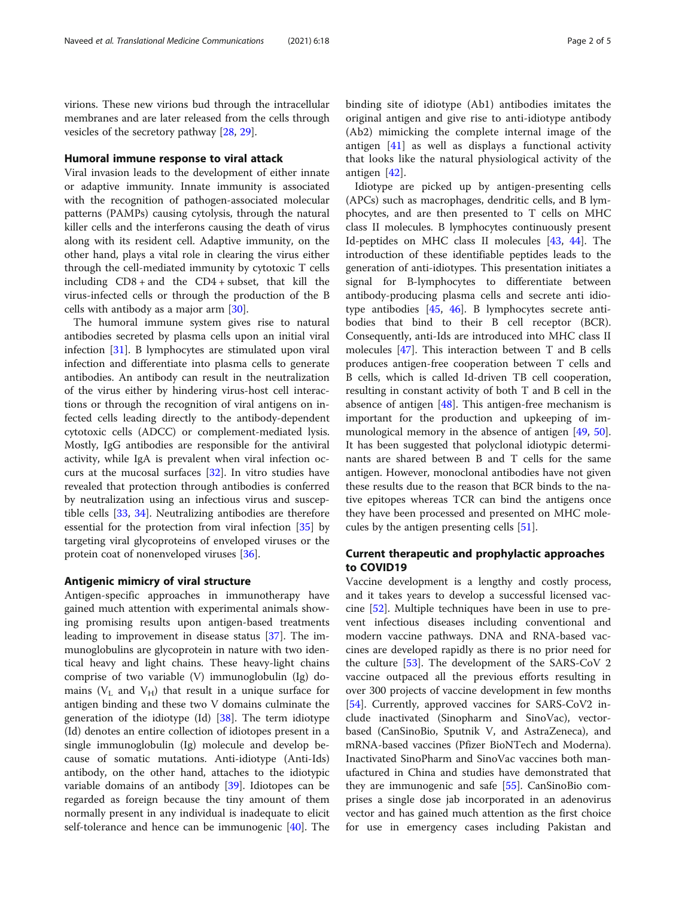virions. These new virions bud through the intracellular membranes and are later released from the cells through vesicles of the secretory pathway [28, 29].

### Humoral immune response to viral attack

Viral invasion leads to the development of either innate or adaptive immunity. Innate immunity is associated with the recognition of pathogen-associated molecular patterns (PAMPs) causing cytolysis, through the natural killer cells and the interferons causing the death of virus along with its resident cell. Adaptive immunity, on the other hand, plays a vital role in clearing the virus either through the cell-mediated immunity by cytotoxic T cells including CD8 + and the CD4 + subset, that kill the virus-infected cells or through the production of the B cells with antibody as a major arm [30].

The humoral immune system gives rise to natural antibodies secreted by plasma cells upon an initial viral infection [31]. B lymphocytes are stimulated upon viral infection and differentiate into plasma cells to generate antibodies. An antibody can result in the neutralization of the virus either by hindering virus-host cell interactions or through the recognition of viral antigens on infected cells leading directly to the antibody-dependent cytotoxic cells (ADCC) or complement-mediated lysis. Mostly, IgG antibodies are responsible for the antiviral activity, while IgA is prevalent when viral infection occurs at the mucosal surfaces [32]. In vitro studies have revealed that protection through antibodies is conferred by neutralization using an infectious virus and susceptible cells [33, 34]. Neutralizing antibodies are therefore essential for the protection from viral infection [35] by targeting viral glycoproteins of enveloped viruses or the protein coat of nonenveloped viruses [36].

### Antigenic mimicry of viral structure

Antigen-specific approaches in immunotherapy have gained much attention with experimental animals showing promising results upon antigen-based treatments leading to improvement in disease status [37]. The immunoglobulins are glycoprotein in nature with two identical heavy and light chains. These heavy-light chains comprise of two variable (V) immunoglobulin (Ig) domains ($V_L$ and $V_H$) that result in a unique surface for antigen binding and these two V domains culminate the generation of the idiotype (Id) [38]. The term idiotype (Id) denotes an entire collection of idiotopes present in a single immunoglobulin (Ig) molecule and develop because of somatic mutations. Anti-idiotype (Anti-Ids) antibody, on the other hand, attaches to the idiotypic variable domains of an antibody [39]. Idiotopes can be regarded as foreign because the tiny amount of them normally present in any individual is inadequate to elicit self-tolerance and hence can be immunogenic [40]. The binding site of idiotype (Ab1) antibodies imitates the original antigen and give rise to anti-idiotype antibody (Ab2) mimicking the complete internal image of the antigen [41] as well as displays a functional activity that looks like the natural physiological activity of the antigen [42].

Idiotype are picked up by antigen-presenting cells (APCs) such as macrophages, dendritic cells, and B lymphocytes, and are then presented to T cells on MHC class II molecules. B lymphocytes continuously present Id-peptides on MHC class II molecules [43, 44]. The introduction of these identifiable peptides leads to the generation of anti-idiotypes. This presentation initiates a signal for B-lymphocytes to differentiate between antibody-producing plasma cells and secrete anti idiotype antibodies [45, 46]. B lymphocytes secrete antibodies that bind to their B cell receptor (BCR). Consequently, anti-Ids are introduced into MHC class II molecules [47]. This interaction between T and B cells produces antigen-free cooperation between T cells and B cells, which is called Id-driven TB cell cooperation, resulting in constant activity of both T and B cell in the absence of antigen [48]. This antigen-free mechanism is important for the production and upkeeping of immunological memory in the absence of antigen [49, 50]. It has been suggested that polyclonal idiotypic determinants are shared between B and T cells for the same antigen. However, monoclonal antibodies have not given these results due to the reason that BCR binds to the native epitopes whereas TCR can bind the antigens once they have been processed and presented on MHC molecules by the antigen presenting cells [51].

### Current therapeutic and prophylactic approaches to COVID19

Vaccine development is a lengthy and costly process, and it takes years to develop a successful licensed vaccine [52]. Multiple techniques have been in use to prevent infectious diseases including conventional and modern vaccine pathways. DNA and RNA-based vaccines are developed rapidly as there is no prior need for the culture [53]. The development of the SARS-CoV 2 vaccine outpaced all the previous efforts resulting in over 300 projects of vaccine development in few months [54]. Currently, approved vaccines for SARS-CoV2 include inactivated (Sinopharm and SinoVac), vector-based (CanSinoBio, Sputnik V, and AstraZeneca), and mRNA-based vaccines (Pfizer BioNTech and Moderna). Inactivated SinoPharm and SinoVac vaccines both manufactured in China and studies have demonstrated that they are immunogenic and safe [55]. CanSinoBio comprises a single dose jab incorporated in an adenovirus vector and has gained much attention as the first choice for use in emergency cases including Pakistan and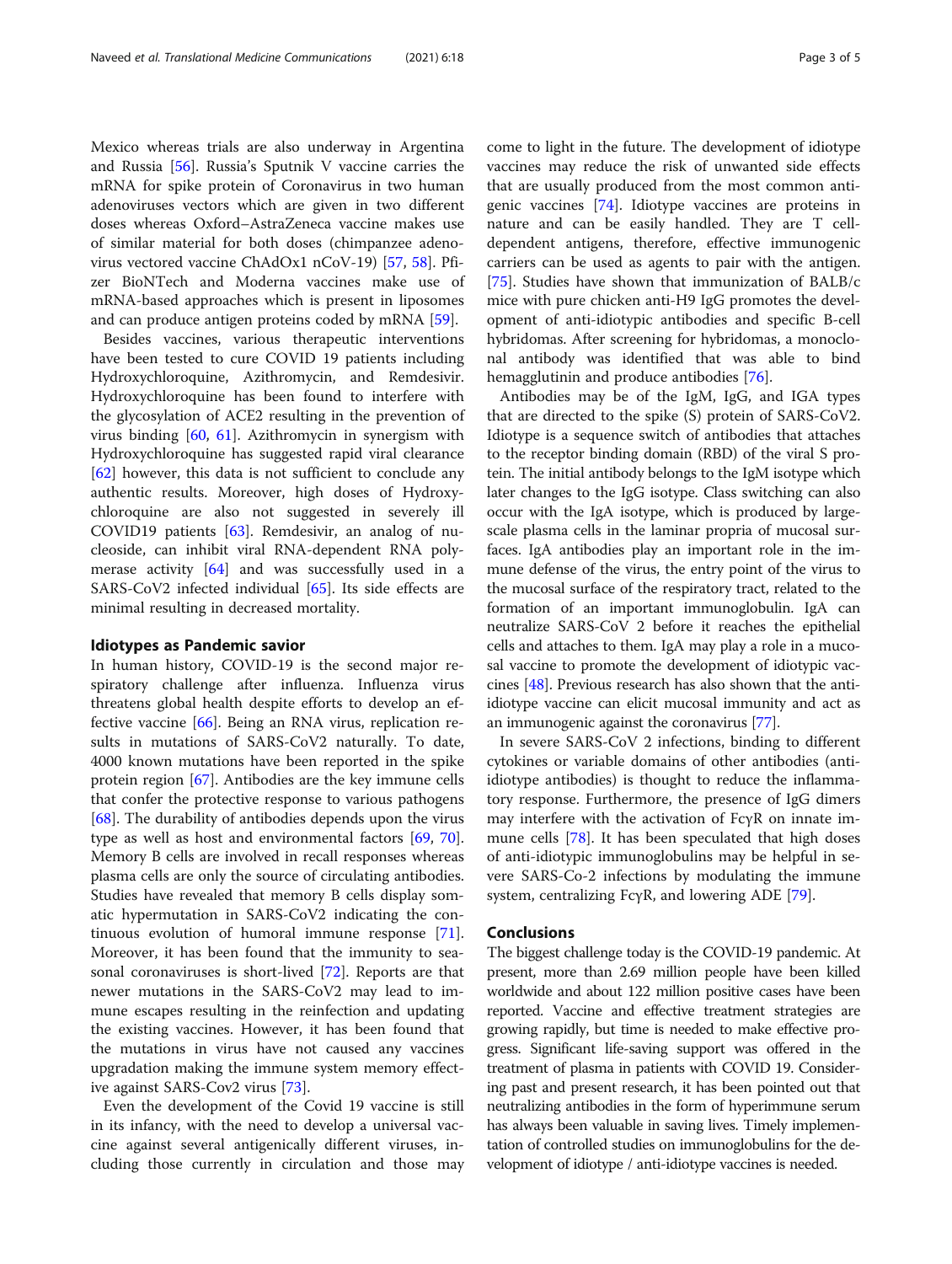Mexico whereas trials are also underway in Argentina and Russia [56]. Russia's Sputnik V vaccine carries the mRNA for spike protein of Coronavirus in two human adenoviruses vectors which are given in two different doses whereas Oxford–AstraZeneca vaccine makes use of similar material for both doses (chimpanzee adenovirus vectored vaccine ChAdOx1 nCoV-19) [57, 58]. Pfizer BioNTech and Moderna vaccines make use of mRNA-based approaches which is present in liposomes and can produce antigen proteins coded by mRNA [59].

Besides vaccines, various therapeutic interventions have been tested to cure COVID 19 patients including Hydroxychloroquine, Azithromycin, and Remdesivir. Hydroxychloroquine has been found to interfere with the glycosylation of ACE2 resulting in the prevention of virus binding [60, 61]. Azithromycin in synergism with Hydroxychloroquine has suggested rapid viral clearance [62] however, this data is not sufficient to conclude any authentic results. Moreover, high doses of Hydroxychloroquine are also not suggested in severely ill COVID19 patients [63]. Remdesivir, an analog of nucleoside, can inhibit viral RNA-dependent RNA polymerase activity [64] and was successfully used in a SARS-CoV2 infected individual [65]. Its side effects are minimal resulting in decreased mortality.

## Idiotypes as Pandemic savior

In human history, COVID-19 is the second major respiratory challenge after influenza. Influenza virus threatens global health despite efforts to develop an effective vaccine [66]. Being an RNA virus, replication results in mutations of SARS-CoV2 naturally. To date, 4000 known mutations have been reported in the spike protein region [67]. Antibodies are the key immune cells that confer the protective response to various pathogens [68]. The durability of antibodies depends upon the virus type as well as host and environmental factors [69, 70]. Memory B cells are involved in recall responses whereas plasma cells are only the source of circulating antibodies. Studies have revealed that memory B cells display somatic hypermutation in SARS-CoV2 indicating the continuous evolution of humoral immune response [71]. Moreover, it has been found that the immunity to seasonal coronaviruses is short-lived [72]. Reports are that newer mutations in the SARS-CoV2 may lead to immune escapes resulting in the reinfection and updating the existing vaccines. However, it has been found that the mutations in virus have not caused any vaccines upgradation making the immune system memory effective against SARS-Cov2 virus [73].

Even the development of the Covid 19 vaccine is still in its infancy, with the need to develop a universal vaccine against several antigenically different viruses, including those currently in circulation and those may come to light in the future. The development of idiotype vaccines may reduce the risk of unwanted side effects that are usually produced from the most common antigenic vaccines [74]. Idiotype vaccines are proteins in nature and can be easily handled. They are T cell-dependent antigens, therefore, effective immunogenic carriers can be used as agents to pair with the antigen. [75]. Studies have shown that immunization of BALB/c mice with pure chicken anti-H9 IgG promotes the development of anti-idiotypic antibodies and specific B-cell hybridomas. After screening for hybridomas, a monoclonal antibody was identified that was able to bind hemagglutinin and produce antibodies [76].

Antibodies may be of the IgM, IgG, and IGA types that are directed to the spike (S) protein of SARS-CoV2. Idiotype is a sequence switch of antibodies that attaches to the receptor binding domain (RBD) of the viral S protein. The initial antibody belongs to the IgM isotype which later changes to the IgG isotype. Class switching can also occur with the IgA isotype, which is produced by large-scale plasma cells in the laminar propria of mucosal surfaces. IgA antibodies play an important role in the immune defense of the virus, the entry point of the virus to the mucosal surface of the respiratory tract, related to the formation of an important immunoglobulin. IgA can neutralize SARS-CoV 2 before it reaches the epithelial cells and attaches to them. IgA may play a role in a mucosal vaccine to promote the development of idiotypic vaccines [48]. Previous research has also shown that the anti-idiotype vaccine can elicit mucosal immunity and act as an immunogenic against the coronavirus [77].

In severe SARS-CoV 2 infections, binding to different cytokines or variable domains of other antibodies (anti-idiotype antibodies) is thought to reduce the inflammatory response. Furthermore, the presence of IgG dimers may interfere with the activation of FcγR on innate immune cells [78]. It has been speculated that high doses of anti-idiotypic immunoglobulins may be helpful in severe SARS-Co-2 infections by modulating the immune system, centralizing FcγR, and lowering ADE [79].

## Conclusions

The biggest challenge today is the COVID-19 pandemic. At present, more than 2.69 million people have been killed worldwide and about 122 million positive cases have been reported. Vaccine and effective treatment strategies are growing rapidly, but time is needed to make effective progress. Significant life-saving support was offered in the treatment of plasma in patients with COVID 19. Considering past and present research, it has been pointed out that neutralizing antibodies in the form of hyperimmune serum has always been valuable in saving lives. Timely implementation of controlled studies on immunoglobulins for the development of idiotype / anti-idiotype vaccines is needed.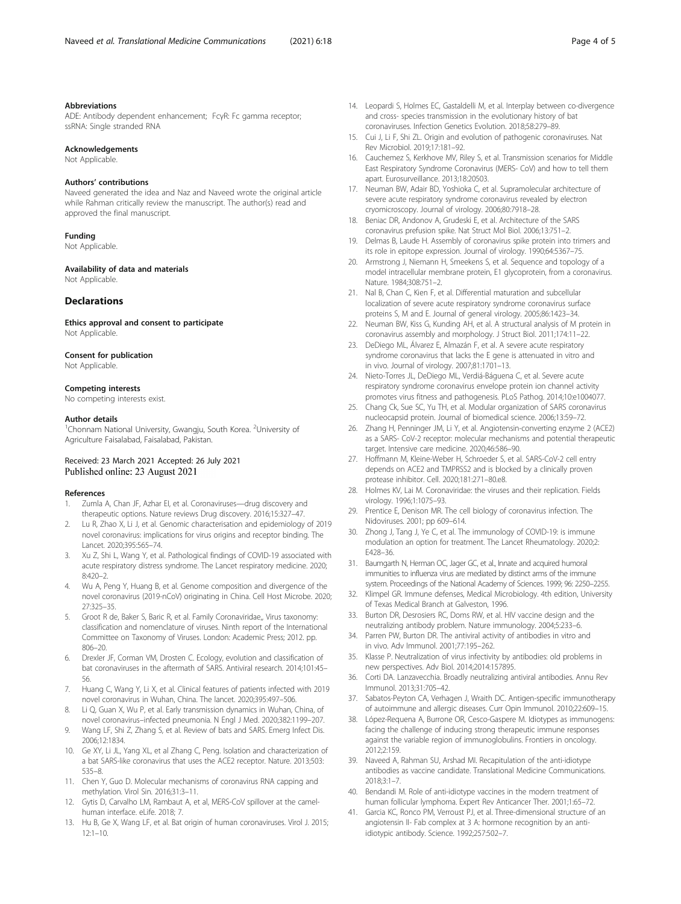#### Abbreviations
ADE: Antibody dependent enhancement; FcγR: Fc gamma receptor; ssRNA: Single stranded RNA

#### Acknowledgements
Not Applicable.

#### Authors' contributions
Naveed generated the idea and Naz and Naveed wrote the original article while Rahman critically review the manuscript. The author(s) read and approved the final manuscript.

#### Funding
Not Applicable.

#### Availability of data and materials
Not Applicable.

## Declarations

#### Ethics approval and consent to participate
Not Applicable.

#### Consent for publication
Not Applicable.

#### Competing interests
No competing interests exist.

#### Author details
[1]Chonnam National University, Gwangju, South Korea. [2]University of Agriculture Faisalabad, Faisalabad, Pakistan.

Received: 23 March 2021 Accepted: 26 July 2021
Published online: 23 August 2021

#### References
1. Zumla A, Chan JF, Azhar EI, et al. Coronaviruses—drug discovery and therapeutic options. Nature reviews Drug discovery. 2016;15:327–47.
2. Lu R, Zhao X, Li J, et al. Genomic characterisation and epidemiology of 2019 novel coronavirus: implications for virus origins and receptor binding. The Lancet. 2020;395:565–74.
3. Xu Z, Shi L, Wang Y, et al. Pathological findings of COVID-19 associated with acute respiratory distress syndrome. The Lancet respiratory medicine. 2020; 8:420–2.
4. Wu A, Peng Y, Huang B, et al. Genome composition and divergence of the novel coronavirus (2019-nCoV) originating in China. Cell Host Microbe. 2020; 27:325–35.
5. Groot R de, Baker S, Baric R, et al. Family Coronaviridae,, Virus taxonomy: classification and nomenclature of viruses. Ninth report of the International Committee on Taxonomy of Viruses. London: Academic Press; 2012. pp. 806–20.
6. Drexler JF, Corman VM, Drosten C. Ecology, evolution and classification of bat coronaviruses in the aftermath of SARS. Antiviral research. 2014;101:45–56.
7. Huang C, Wang Y, Li X, et al. Clinical features of patients infected with 2019 novel coronavirus in Wuhan, China. The lancet. 2020;395:497–506.
8. Li Q, Guan X, Wu P, et al. Early transmission dynamics in Wuhan, China, of novel coronavirus–infected pneumonia. N Engl J Med. 2020;382:1199–207.
9. Wang LF, Shi Z, Zhang S, et al. Review of bats and SARS. Emerg Infect Dis. 2006;12:1834.
10. Ge XY, Li JL, Yang XL, et al Zhang C, Peng. Isolation and characterization of a bat SARS-like coronavirus that uses the ACE2 receptor. Nature. 2013;503: 535–8.
11. Chen Y, Guo D. Molecular mechanisms of coronavirus RNA capping and methylation. Virol Sin. 2016;31:3–11.
12. Gytis D, Carvalho LM, Rambaut A, et al, MERS-CoV spillover at the camel-human interface. eLife. 2018; 7.
13. Hu B, Ge X, Wang LF, et al. Bat origin of human coronaviruses. Virol J. 2015; 12:1–10.
14. Leopardi S, Holmes EC, Gastaldelli M, et al. Interplay between co-divergence and cross- species transmission in the evolutionary history of bat coronaviruses. Infection Genetics Evolution. 2018;58:279–89.
15. Cui J, Li F, Shi ZL. Origin and evolution of pathogenic coronaviruses. Nat Rev Microbiol. 2019;17:181–92.
16. Cauchemez S, Kerkhove MV, Riley S, et al. Transmission scenarios for Middle East Respiratory Syndrome Coronavirus (MERS- CoV) and how to tell them apart. Eurosurveillance. 2013;18:20503.
17. Neuman BW, Adair BD, Yoshioka C, et al. Supramolecular architecture of severe acute respiratory syndrome coronavirus revealed by electron cryomicroscopy. Journal of virology. 2006;80:7918–28.
18. Beniac DR, Andonov A, Grudeski E, et al. Architecture of the SARS coronavirus prefusion spike. Nat Struct Mol Biol. 2006;13:751–2.
19. Delmas B, Laude H. Assembly of coronavirus spike protein into trimers and its role in epitope expression. Journal of virology. 1990;64:5367–75.
20. Armstrong J, Niemann H, Smeekens S, et al. Sequence and topology of a model intracellular membrane protein, E1 glycoprotein, from a coronavirus. Nature. 1984;308:751–2.
21. Nal B, Chan C, Kien F, et al. Differential maturation and subcellular localization of severe acute respiratory syndrome coronavirus surface proteins S, M and E. Journal of general virology. 2005;86:1423–34.
22. Neuman BW, Kiss G, Kunding AH, et al. A structural analysis of M protein in coronavirus assembly and morphology. J Struct Biol. 2011;174:11–22.
23. DeDiego ML, Álvarez E, Almazán F, et al. A severe acute respiratory syndrome coronavirus that lacks the E gene is attenuated in vitro and in vivo. Journal of virology. 2007;81:1701–13.
24. Nieto-Torres JL, DeDiego ML, Verdiá-Báguena C, et al. Severe acute respiratory syndrome coronavirus envelope protein ion channel activity promotes virus fitness and pathogenesis. PLoS Pathog. 2014;10:e1004077.
25. Chang Ck, Sue SC, Yu TH, et al. Modular organization of SARS coronavirus nucleocapsid protein. Journal of biomedical science. 2006;13:59–72.
26. Zhang H, Penninger JM, Li Y, et al. Angiotensin-converting enzyme 2 (ACE2) as a SARS- CoV-2 receptor: molecular mechanisms and potential therapeutic target. Intensive care medicine. 2020;46:586–90.
27. Hoffmann M, Kleine-Weber H, Schroeder S, et al. SARS-CoV-2 cell entry depends on ACE2 and TMPRSS2 and is blocked by a clinically proven protease inhibitor. Cell. 2020;181:271–80.e8.
28. Holmes KV, Lai M. Coronaviridae: the viruses and their replication. Fields virology. 1996;1:1075–93.
29. Prentice E, Denison MR. The cell biology of coronavirus infection. The Nidoviruses. 2001; pp 609–614.
30. Zhong J, Tang J, Ye C, et al. The immunology of COVID-19: is immune modulation an option for treatment. The Lancet Rheumatology. 2020;2: E428–36.
31. Baumgarth N, Herman OC, Jager GC, et al., Innate and acquired humoral immunities to influenza virus are mediated by distinct arms of the immune system. Proceedings of the National Academy of Sciences. 1999; 96: 2250–2255.
32. Klimpel GR. Immune defenses, Medical Microbiology. 4th edition, University of Texas Medical Branch at Galveston, 1996.
33. Burton DR, Desrosiers RC, Doms RW, et al. HIV vaccine design and the neutralizing antibody problem. Nature immunology. 2004;5:233–6.
34. Parren PW, Burton DR. The antiviral activity of antibodies in vitro and in vivo. Adv Immunol. 2001;77:195–262.
35. Klasse P. Neutralization of virus infectivity by antibodies: old problems in new perspectives. Adv Biol. 2014;2014:157895.
36. Corti DA. Lanzavecchia. Broadly neutralizing antiviral antibodies. Annu Rev Immunol. 2013;31:705–42.
37. Sabatos-Peyton CA, Verhagen J, Wraith DC. Antigen-specific immunotherapy of autoimmune and allergic diseases. Curr Opin Immunol. 2010;22:609–15.
38. López-Requena A, Burrone OR, Cesco-Gaspere M. Idiotypes as immunogens: facing the challenge of inducing strong therapeutic immune responses against the variable region of immunoglobulins. Frontiers in oncology. 2012;2:159.
39. Naveed A, Rahman SU, Arshad MI. Recapitulation of the anti-idiotype antibodies as vaccine candidate. Translational Medicine Communications. 2018;3:1–7.
40. Bendandi M. Role of anti-idiotype vaccines in the modern treatment of human follicular lymphoma. Expert Rev Anticancer Ther. 2001;1:65–72.
41. Garcia KC, Ronco PM, Verroust PJ, et al. Three-dimensional structure of an angiotensin II- Fab complex at 3 A: hormone recognition by an anti-idiotypic antibody. Science. 1992;257:502–7.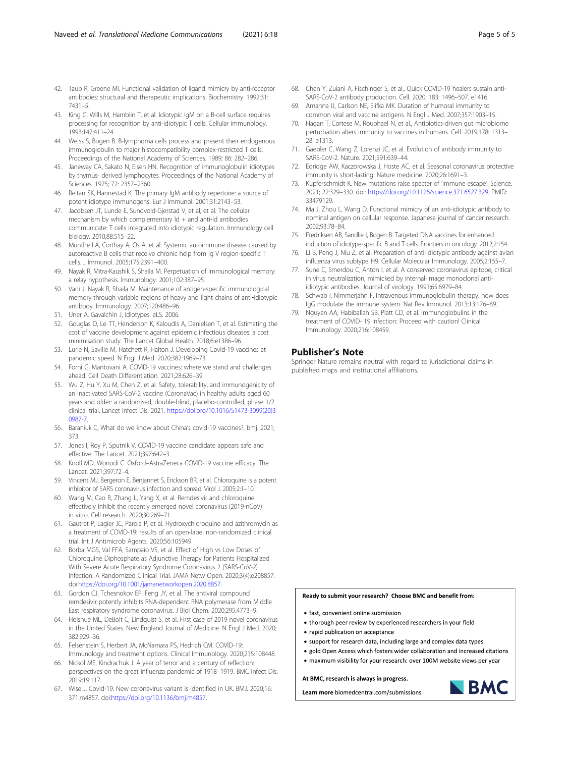42. Taub R, Greene MI. Functional validation of ligand mimicry by anti-receptor antibodies: structural and therapeutic implications. Biochemistry. 1992;31: 7431–5.
43. King C, Wills M, Hamblin T, et al. Idiotypic IgM on a B-cell surface requires processing for recognition by anti-idiotypic T cells. Cellular immunology. 1993;147:411–24.
44. Weiss S, Bogen B. B-lymphoma cells process and present their endogenous immunoglobulin to major histocompatibility complex-restricted T cells. Proceedings of the National Academy of Sciences. 1989; 86: 282–286.
45. Janeway CA, Sakato N, Eisen HN. Recognition of immunoglobulin idiotypes by thymus- derived lymphocytes. Proceedings of the National Academy of Sciences. 1975; 72: 2357–2360.
46. Reitan SK, Hannestad K. The primary IgM antibody repertoire: a source of potent idiotype immunogens. Eur J Immunol. 2001;31:2143–53.
47. Jacobsen JT, Lunde E, Sundvold-Gjerstad V, et al, et al. The cellular mechanism by which complementary Id + and anti-Id antibodies communicate: T cells integrated into idiotypic regulation. Immunology cell biology. 2010;88:515–22.
48. Munthe LA, Corthay A, Os A, et al. Systemic autoimmune disease caused by autoreactive B cells that receive chronic help from Ig V region-specific T cells. J Immunol. 2005;175:2391–400.
49. Nayak R, Mitra-Kaushik S, Shaila M. Perpetuation of immunological memory: a relay hypothesis. Immunology. 2001;102:387–95.
50. Vani J, Nayak R, Shaila M. Maintenance of antigen-specific immunological memory through variable regions of heavy and light chains of anti-idiotypic antibody. Immunology. 2007;120:486–96.
51. Uner A, Gavalchin J, Idiotypes. eLS. 2006.
52. Gouglas D, Le TT, Henderson K, Kaloudis A, Danielsen T, et al. Estimating the cost of vaccine development against epidemic infectious diseases: a cost minimisation study. The Lancet Global Health. 2018;6:e1386–96.
53. Lurie N, Saville M, Hatchett R, Halton J. Developing Covid-19 vaccines at pandemic speed. N Engl J Med. 2020;382:1969–73.
54. Forni G, Mantovani A. COVID-19 vaccines: where we stand and challenges ahead. Cell Death Differentiation. 2021;28:626–39.
55. Wu Z, Hu Y, Xu M, Chen Z, et al. Safety, tolerability, and immunogenicity of an inactivated SARS-CoV-2 vaccine (CoronaVac) in healthy adults aged 60 years and older: a randomised, double-blind, placebo-controlled, phase 1/2 clinical trial. Lancet Infect Dis. 2021. https://doi.org/10.1016/S1473-3099(20)30987-7.
56. Baraniuk C, What do we know about China's covid-19 vaccines?, bmj. 2021; 373.
57. Jones I, Roy P, Sputnik V. COVID-19 vaccine candidate appears safe and effective. The Lancet. 2021;397:642–3.
58. Knoll MD, Wonodi C. Oxford–AstraZeneca COVID-19 vaccine efficacy. The Lancet. 2021;397:72–4.
59. Vincent MJ, Bergeron E, Benjannet S, Erickson BR, et al. Chloroquine is a potent inhibitor of SARS coronavirus infection and spread. Virol J. 2005;2:1–10.
60. Wang M, Cao R, Zhang L, Yang X, et al. Remdesivir and chloroquine effectively inhibit the recently emerged novel coronavirus (2019-nCoV) in vitro. Cell research. 2020;30:269–71.
61. Gautret P, Lagier JC, Parola P, et al. Hydroxychloroquine and azithromycin as a treatment of COVID-19: results of an open-label non-randomized clinical trial. Int J Antimicrob Agents. 2020;56:105949.
62. Borba MGS, Val FFA, Sampaio VS, et al. Effect of High vs Low Doses of Chloroquine Diphosphate as Adjunctive Therapy for Patients Hospitalized With Severe Acute Respiratory Syndrome Coronavirus 2 (SARS-CoV-2) Infection: A Randomized Clinical Trial. JAMA Netw Open. 2020;3(4):e208857. doi:https://doi.org/10.1001/jamanetworkopen.2020.8857.
63. Gordon CJ, Tchesnokov EP, Feng JY, et al. The antiviral compound remdesivir potently inhibits RNA-dependent RNA polymerase from Middle East respiratory syndrome coronavirus. J Biol Chem. 2020;295:4773–9.
64. Holshue ML, DeBolt C, Lindquist S, et al. First case of 2019 novel coronavirus in the United States. New England Journal of Medicine. N Engl J Med. 2020; 382:929–36.
65. Felsenstein S, Herbert JA, McNamara PS, Hedrich CM. COVID-19: Immunology and treatment options. Clinical Immunology. 2020;215:108448.
66. Nickol ME, Kindrachuk J. A year of terror and a century of reflection: perspectives on the great influenza pandemic of 1918–1919. BMC Infect Dis. 2019;19:117.
67. Wise J. Covid-19: New coronavirus variant is identified in UK. BMJ. 2020;16: 371:m4857. doi:https://doi.org/10.1136/bmj.m4857.
68. Chen Y, Zuiani A, Fischinger S, et al., Quick COVID-19 healers sustain anti-SARS-CoV-2 antibody production. Cell. 2020; 183: 1496–507. e1416.
69. Amanna IJ, Carlson NE, Slifka MK. Duration of humoral immunity to common viral and vaccine antigens. N Engl J Med. 2007;357:1903–15.
70. Hagan T, Cortese M, Rouphael N, et al., Antibiotics-driven gut microbiome perturbation alters immunity to vaccines in humans. Cell. 2019;178: 1313–28. e1313.
71. Gaebler C, Wang Z, Lorenzi JC, et al. Evolution of antibody immunity to SARS-CoV-2. Nature. 2021;591:639–44.
72. Edridge AW, Kaczorowska J, Hoste AC, et al. Seasonal coronavirus protective immunity is short-lasting. Nature medicine. 2020;26:1691–3.
73. Kupferschmidt K. New mutations raise specter of 'immune escape'. Science. 2021; 22:329–330. doi: https://doi.org/10.1126/science.371.6527.329. PMID: 33479129.
74. Ma J, Zhou L, Wang D. Functional mimicry of an anti-idiotypic antibody to nominal antigen on cellular response. Japanese journal of cancer research. 2002;93:78–84.
75. Fredriksen AB, Sandlie I, Bogen B. Targeted DNA vaccines for enhanced induction of idiotype-specific B and T cells. Frontiers in oncology. 2012;2:154.
76. Li B, Peng J, Niu Z, et al. Preparation of anti-idiotypic antibody against avian influenza virus subtype H9. Cellular Molecular Immunology. 2005;2:155–7.
77. Sune C, Smerdou C, Anton I, et al. A conserved coronavirus epitope, critical in virus neutralization, mimicked by internal-image monoclonal anti-idiotypic antibodies. Journal of virology. 1991;65:6979–84.
78. Schwab I, Nimmerjahn F. Intravenous immunoglobulin therapy: how does IgG modulate the immune system. Nat Rev Immunol. 2013;13:176–89.
79. Nguyen AA, Habiballah SB, Platt CD, et al. Immunoglobulins in the treatment of COVID- 19 infection: Proceed with caution! Clinical Immunology. 2020;216:108459.

## Publisher's Note

Springer Nature remains neutral with regard to jurisdictional claims in published maps and institutional affiliations.

**Ready to submit your research? Choose BMC and benefit from:**

- fast, convenient online submission
- thorough peer review by experienced researchers in your field
- rapid publication on acceptance
- support for research data, including large and complex data types
- gold Open Access which fosters wider collaboration and increased citations
- maximum visibility for your research: over 100M website views per year

**At BMC, research is always in progress.**

**Learn more** biomedcentral.com/submissions

BMC